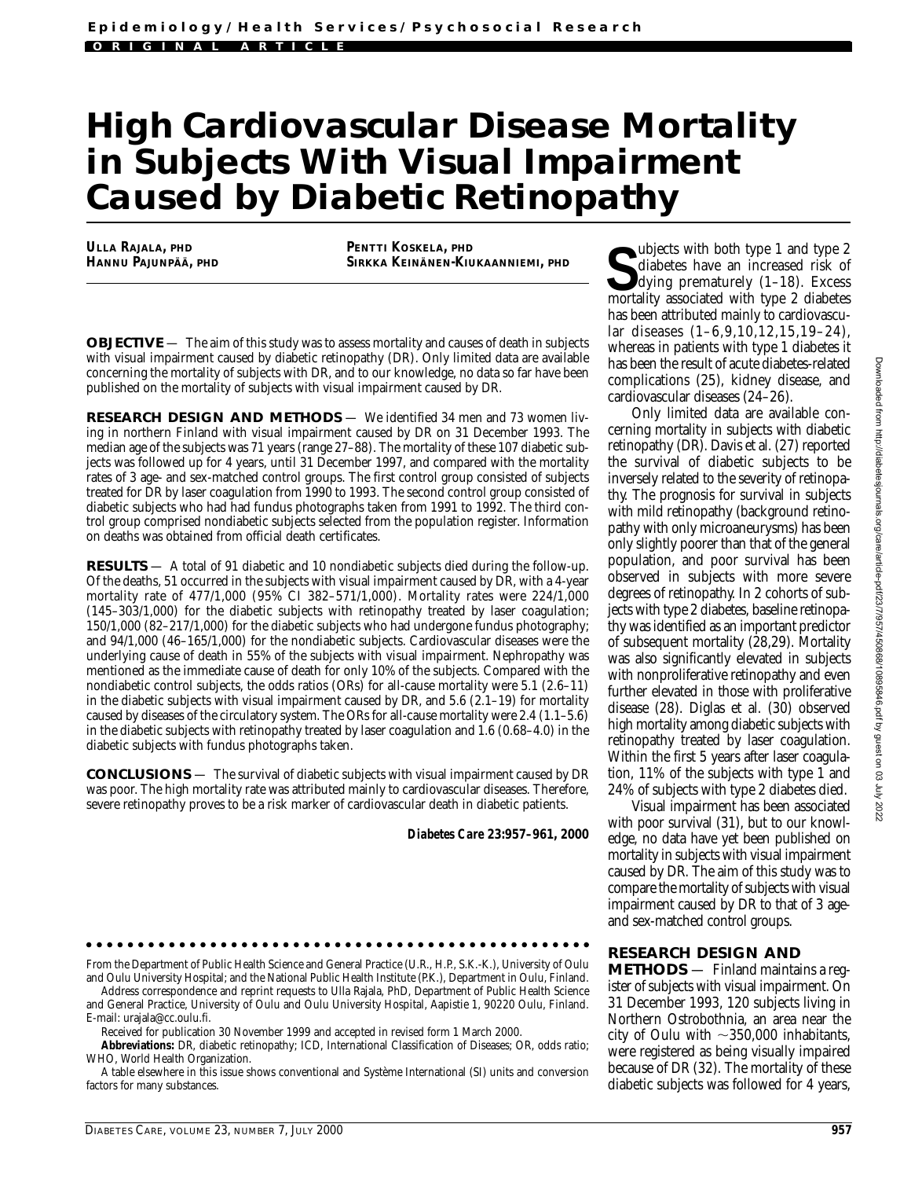Epidemiology/Health Services/Psychosocial Research

ORIGINAL ARTICLE

# High Cardiovascular Disease Mortality in Subjects With Visual Impairment Caused by Diabetic Retinopathy

**ULLA RAJALA, PHD**
**HANNU PAJUNPÄÄ, PHD**
**PENTTI KOSKELA, PHD**
**SIRKKA KEINÄNEN-KIUKAANNIEMI, PHD**

**OBJECTIVE** — The aim of this study was to assess mortality and causes of death in subjects with visual impairment caused by diabetic retinopathy (DR). Only limited data are available concerning the mortality of subjects with DR, and to our knowledge, no data so far have been published on the mortality of subjects with visual impairment caused by DR.

**RESEARCH DESIGN AND METHODS** — We identified 34 men and 73 women living in northern Finland with visual impairment caused by DR on 31 December 1993. The median age of the subjects was 71 years (range 27–88). The mortality of these 107 diabetic subjects was followed up for 4 years, until 31 December 1997, and compared with the mortality rates of 3 age- and sex-matched control groups. The first control group consisted of subjects treated for DR by laser coagulation from 1990 to 1993. The second control group consisted of diabetic subjects who had had fundus photographs taken from 1991 to 1992. The third control group comprised nondiabetic subjects selected from the population register. Information on deaths was obtained from official death certificates.

**RESULTS** — A total of 91 diabetic and 10 nondiabetic subjects died during the follow-up. Of the deaths, 51 occurred in the subjects with visual impairment caused by DR, with a 4-year mortality rate of 477/1,000 (95% CI 382–571/1,000). Mortality rates were 224/1,000 (145–303/1,000) for the diabetic subjects with retinopathy treated by laser coagulation; 150/1,000 (82–217/1,000) for the diabetic subjects who had undergone fundus photography; and 94/1,000 (46–165/1,000) for the nondiabetic subjects. Cardiovascular diseases were the underlying cause of death in 55% of the subjects with visual impairment. Nephropathy was mentioned as the immediate cause of death for only 10% of the subjects. Compared with the nondiabetic control subjects, the odds ratios (ORs) for all-cause mortality were 5.1 (2.6–11) in the diabetic subjects with visual impairment caused by DR, and 5.6 (2.1–19) for mortality caused by diseases of the circulatory system. The ORs for all-cause mortality were 2.4 (1.1–5.6) in the diabetic subjects with retinopathy treated by laser coagulation and 1.6 (0.68–4.0) in the diabetic subjects with fundus photographs taken.

**CONCLUSIONS** — The survival of diabetic subjects with visual impairment caused by DR was poor. The high mortality rate was attributed mainly to cardiovascular diseases. Therefore, severe retinopathy proves to be a risk marker of cardiovascular death in diabetic patients.

***Diabetes Care* 23:957–961, 2000**

From the Department of Public Health Science and General Practice (U.R., H.P., S.K.-K.), University of Oulu and Oulu University Hospital; and the National Public Health Institute (P.K.), Department in Oulu, Finland.

Address correspondence and reprint requests to Ulla Rajala, PhD, Department of Public Health Science and General Practice, University of Oulu and Oulu University Hospital, Aapistie 1, 90220 Oulu, Finland. E-mail: urajala@cc.oulu.fi.

Received for publication 30 November 1999 and accepted in revised form 1 March 2000.

**Abbreviations:** DR, diabetic retinopathy; ICD, International Classification of Diseases; OR, odds ratio; WHO, World Health Organization.

A table elsewhere in this issue shows conventional and Système International (SI) units and conversion factors for many substances.

Subjects with both type 1 and type 2 diabetes have an increased risk of dying prematurely (1–18). Excess mortality associated with type 2 diabetes has been attributed mainly to cardiovascular diseases (1–6,9,10,12,15,19–24), whereas in patients with type 1 diabetes it has been the result of acute diabetes-related complications (25), kidney disease, and cardiovascular diseases (24–26).

Only limited data are available concerning mortality in subjects with diabetic retinopathy (DR). Davis et al. (27) reported the survival of diabetic subjects to be inversely related to the severity of retinopathy. The prognosis for survival in subjects with mild retinopathy (background retinopathy with only microaneurysms) has been only slightly poorer than that of the general population, and poor survival has been observed in subjects with more severe degrees of retinopathy. In 2 cohorts of subjects with type 2 diabetes, baseline retinopathy was identified as an important predictor of subsequent mortality (28,29). Mortality was also significantly elevated in subjects with nonproliferative retinopathy and even further elevated in those with proliferative disease (28). Diglas et al. (30) observed high mortality among diabetic subjects with retinopathy treated by laser coagulation. Within the first 5 years after laser coagulation, 11% of the subjects with type 1 and 24% of subjects with type 2 diabetes died.

Visual impairment has been associated with poor survival (31), but to our knowledge, no data have yet been published on mortality in subjects with visual impairment caused by DR. The aim of this study was to compare the mortality of subjects with visual impairment caused by DR to that of 3 age- and sex-matched control groups.

## RESEARCH DESIGN AND METHODS

— Finland maintains a register of subjects with visual impairment. On 31 December 1993, 120 subjects living in Northern Ostrobothnia, an area near the city of Oulu with ~350,000 inhabitants, were registered as being visually impaired because of DR (32). The mortality of these diabetic subjects was followed for 4 years,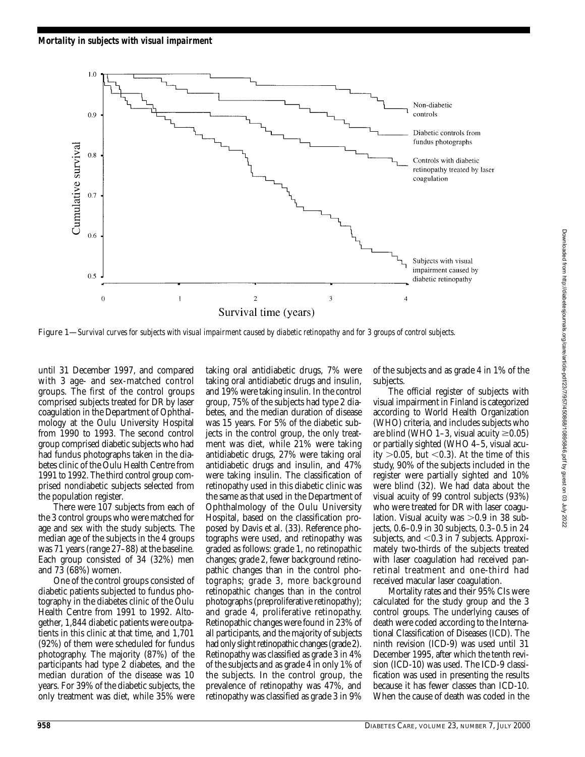Figure 1—*Survival curves for subjects with visual impairment caused by diabetic retinopathy and for 3 groups of control subjects.*

until 31 December 1997, and compared with 3 age- and sex-matched control groups. The first of the control groups comprised subjects treated for DR by laser coagulation in the Department of Ophthalmology at the Oulu University Hospital from 1990 to 1993. The second control group comprised diabetic subjects who had had fundus photographs taken in the diabetes clinic of the Oulu Health Centre from 1991 to 1992. The third control group comprised nondiabetic subjects selected from the population register.

There were 107 subjects from each of the 3 control groups who were matched for age and sex with the study subjects. The median age of the subjects in the 4 groups was 71 years (range 27–88) at the baseline. Each group consisted of 34 (32%) men and 73 (68%) women.

One of the control groups consisted of diabetic patients subjected to fundus photography in the diabetes clinic of the Oulu Health Centre from 1991 to 1992. Altogether, 1,844 diabetic patients were outpatients in this clinic at that time, and 1,701 (92%) of them were scheduled for fundus photography. The majority (87%) of the participants had type 2 diabetes, and the median duration of the disease was 10 years. For 39% of the diabetic subjects, the only treatment was diet, while 35% were taking oral antidiabetic drugs, 7% were taking oral antidiabetic drugs and insulin, and 19% were taking insulin. In the control group, 75% of the subjects had type 2 diabetes, and the median duration of disease was 15 years. For 5% of the diabetic subjects in the control group, the only treatment was diet, while 21% were taking antidiabetic drugs, 27% were taking oral antidiabetic drugs and insulin, and 47% were taking insulin. The classification of retinopathy used in this diabetic clinic was the same as that used in the Department of Ophthalmology of the Oulu University Hospital, based on the classification proposed by Davis et al. (33). Reference photographs were used, and retinopathy was graded as follows: grade 1, no retinopathic changes; grade 2, fewer background retinopathic changes than in the control photographs; grade 3, more background retinopathic changes than in the control photographs (preproliferative retinopathy); and grade 4, proliferative retinopathy. Retinopathic changes were found in 23% of all participants, and the majority of subjects had only slight retinopathic changes (grade 2). Retinopathy was classified as grade 3 in 4% of the subjects and as grade 4 in only 1% of the subjects. In the control group, the prevalence of retinopathy was 47%, and retinopathy was classified as grade 3 in 9% of the subjects and as grade 4 in 1% of the subjects.

The official register of subjects with visual impairment in Finland is categorized according to World Health Organization (WHO) criteria, and includes subjects who are blind (WHO 1–3, visual acuity $\geq$0.05) or partially sighted (WHO 4–5, visual acuity $>$0.05, but $<$0.3). At the time of this study, 90% of the subjects included in the register were partially sighted and 10% were blind (32). We had data about the visual acuity of 99 control subjects (93%) who were treated for DR with laser coagulation. Visual acuity was $>$0.9 in 38 subjects, 0.6–0.9 in 30 subjects, 0.3–0.5 in 24 subjects, and $<$0.3 in 7 subjects. Approximately two-thirds of the subjects treated with laser coagulation had received panretinal treatment and one-third had received macular laser coagulation.

Mortality rates and their 95% CIs were calculated for the study group and the 3 control groups. The underlying causes of death were coded according to the International Classification of Diseases (ICD). The ninth revision (ICD-9) was used until 31 December 1995, after which the tenth revision (ICD-10) was used. The ICD-9 classification was used in presenting the results because it has fewer classes than ICD-10. When the cause of death was coded in the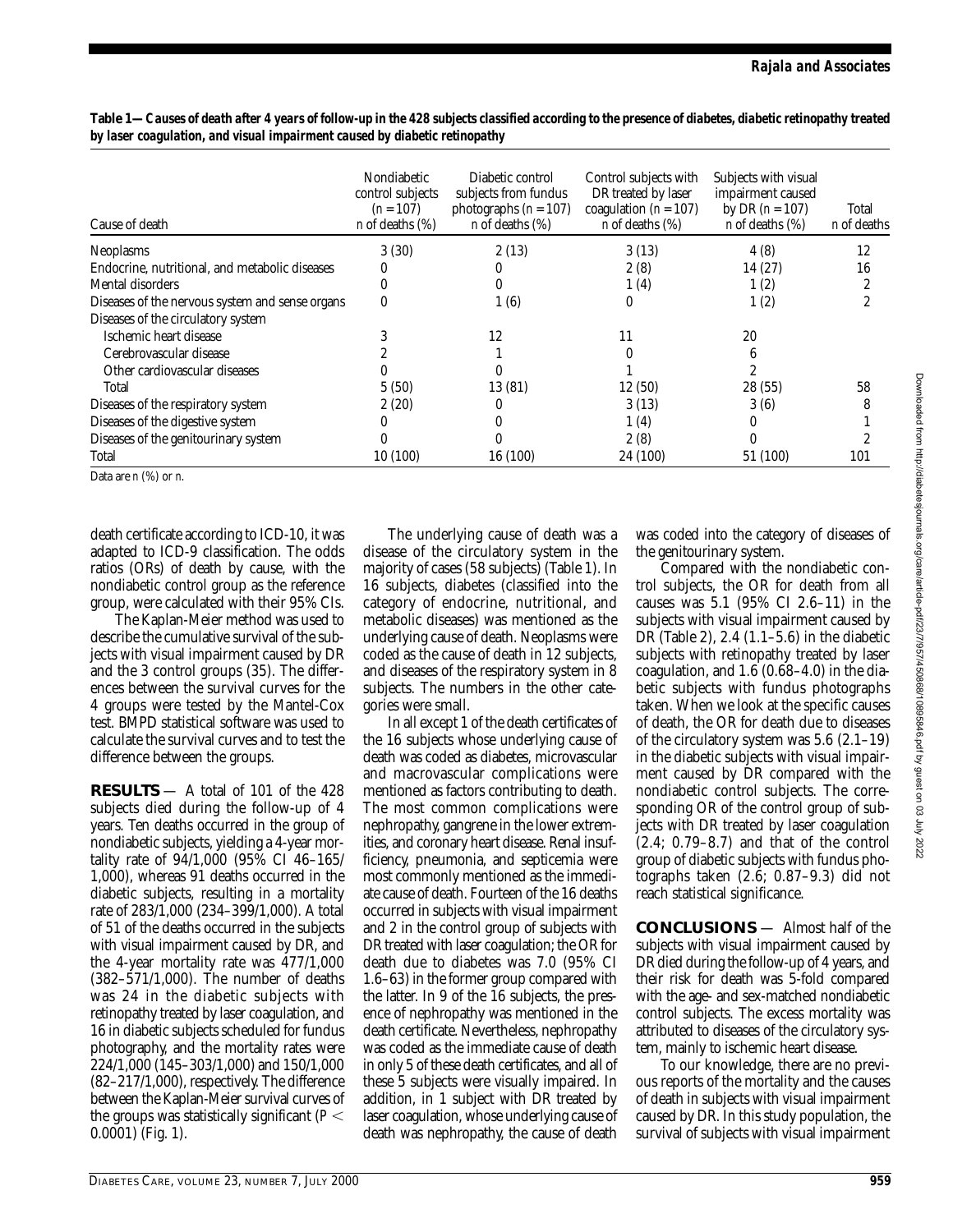**Table 1—Causes of death after 4 years of follow-up in the 428 subjects classified according to the presence of diabetes, diabetic retinopathy treated by laser coagulation, and visual impairment caused by diabetic retinopathy**

| Cause of death | Nondiabetic control subjects (n = 107) n of deaths (%) | Diabetic control subjects from fundus photographs (n = 107) n of deaths (%) | Control subjects with DR treated by laser coagulation (n = 107) n of deaths (%) | Subjects with visual impairment caused by DR (n = 107) n of deaths (%) | Total n of deaths |
|---|---|---|---|---|---|
| Neoplasms | 3 (30) | 2 (13) | 3 (13) | 4 (8) | 12 |
| Endocrine, nutritional, and metabolic diseases | 0 | 0 | 2 (8) | 14 (27) | 16 |
| Mental disorders | 0 | 0 | 1 (4) | 1 (2) | 2 |
| Diseases of the nervous system and sense organs | 0 | 1 (6) | 0 | 1 (2) | 2 |
| Diseases of the circulatory system | | | | | |
| Ischemic heart disease | 3 | 12 | 11 | 20 | |
| Cerebrovascular disease | 2 | 1 | 0 | 6 | |
| Other cardiovascular diseases | 0 | 0 | 1 | 2 | |
| Total | 5 (50) | 13 (81) | 12 (50) | 28 (55) | 58 |
| Diseases of the respiratory system | 2 (20) | 0 | 3 (13) | 3 (6) | 8 |
| Diseases of the digestive system | 0 | 0 | 1 (4) | 0 | 1 |
| Diseases of the genitourinary system | 0 | 0 | 2 (8) | 0 | 2 |
| Total | 10 (100) | 16 (100) | 24 (100) | 51 (100) | 101 |

Data are *n* (%) or *n*.

death certificate according to ICD-10, it was adapted to ICD-9 classification. The odds ratios (ORs) of death by cause, with the nondiabetic control group as the reference group, were calculated with their 95% CIs.

The Kaplan-Meier method was used to describe the cumulative survival of the subjects with visual impairment caused by DR and the 3 control groups (35). The differences between the survival curves for the 4 groups were tested by the Mantel-Cox test. BMPD statistical software was used to calculate the survival curves and to test the difference between the groups.

## RESULTS

A total of 101 of the 428 subjects died during the follow-up of 4 years. Ten deaths occurred in the group of nondiabetic subjects, yielding a 4-year mortality rate of 94/1,000 (95% CI 46–165/1,000), whereas 91 deaths occurred in the diabetic subjects, resulting in a mortality rate of 283/1,000 (234–399/1,000). A total of 51 of the deaths occurred in the subjects with visual impairment caused by DR, and the 4-year mortality rate was 477/1,000 (382–571/1,000). The number of deaths was 24 in the diabetic subjects with retinopathy treated by laser coagulation, and 16 in diabetic subjects scheduled for fundus photography, and the mortality rates were 224/1,000 (145–303/1,000) and 150/1,000 (82–217/1,000), respectively. The difference between the Kaplan-Meier survival curves of the groups was statistically significant ($P < 0.0001$) (Fig. 1).

The underlying cause of death was a disease of the circulatory system in the majority of cases (58 subjects) (Table 1). In 16 subjects, diabetes (classified into the category of endocrine, nutritional, and metabolic diseases) was mentioned as the underlying cause of death. Neoplasms were coded as the cause of death in 12 subjects, and diseases of the respiratory system in 8 subjects. The numbers in the other categories were small.

In all except 1 of the death certificates of the 16 subjects whose underlying cause of death was coded as diabetes, microvascular and macrovascular complications were mentioned as factors contributing to death. The most common complications were nephropathy, gangrene in the lower extremities, and coronary heart disease. Renal insufficiency, pneumonia, and septicemia were most commonly mentioned as the immediate cause of death. Fourteen of the 16 deaths occurred in subjects with visual impairment and 2 in the control group of subjects with DR treated with laser coagulation; the OR for death due to diabetes was 7.0 (95% CI 1.6–63) in the former group compared with the latter. In 9 of the 16 subjects, the presence of nephropathy was mentioned in the death certificate. Nevertheless, nephropathy was coded as the immediate cause of death in only 5 of these death certificates, and all of these 5 subjects were visually impaired. In addition, in 1 subject with DR treated by laser coagulation, whose underlying cause of death was nephropathy, the cause of death was coded into the category of diseases of the genitourinary system.

Compared with the nondiabetic control subjects, the OR for death from all causes was 5.1 (95% CI 2.6–11) in the subjects with visual impairment caused by DR (Table 2), 2.4 (1.1–5.6) in the diabetic subjects with retinopathy treated by laser coagulation, and 1.6 (0.68–4.0) in the diabetic subjects with fundus photographs taken. When we look at the specific causes of death, the OR for death due to diseases of the circulatory system was 5.6 (2.1–19) in the diabetic subjects with visual impairment caused by DR compared with the nondiabetic control subjects. The corresponding OR of the control group of subjects with DR treated by laser coagulation (2.4; 0.79–8.7) and that of the control group of diabetic subjects with fundus photographs taken (2.6; 0.87–9.3) did not reach statistical significance.

## CONCLUSIONS

Almost half of the subjects with visual impairment caused by DR died during the follow-up of 4 years, and their risk for death was 5-fold compared with the age- and sex-matched nondiabetic control subjects. The excess mortality was attributed to diseases of the circulatory system, mainly to ischemic heart disease.

To our knowledge, there are no previous reports of the mortality and the causes of death in subjects with visual impairment caused by DR. In this study population, the survival of subjects with visual impairment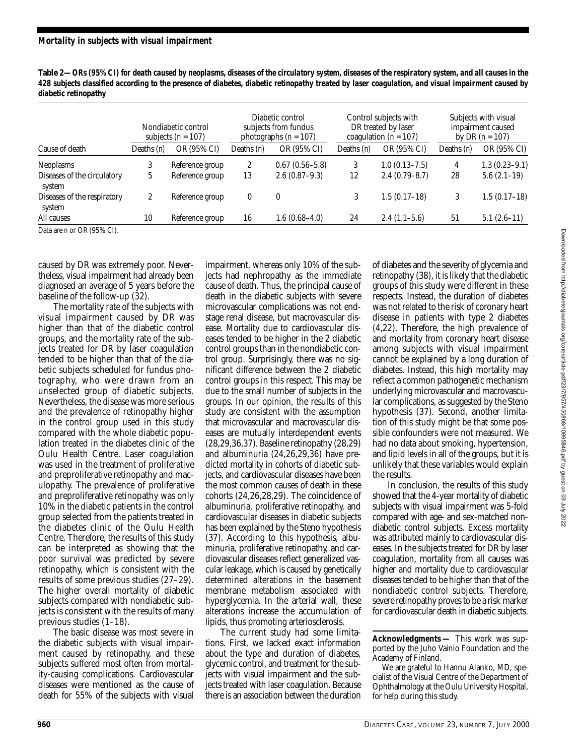**Table 2—ORs (95% CI) for death caused by neoplasms, diseases of the circulatory system, diseases of the respiratory system, and all causes in the 428 subjects classified according to the presence of diabetes, diabetic retinopathy treated by laser coagulation, and visual impairment caused by diabetic retinopathy**

| | Nondiabetic control subjects ($n = 107$) | | Diabetic control subjects from fundus photographs ($n = 107$) | | Control subjects with DR treated by laser coagulation ($n = 107$) | | Subjects with visual impairment caused by DR ($n = 107$) | |
|---|---|---|---|---|---|---|---|---|
| Cause of death | Deaths (*n*) | OR (95% CI) | Deaths (*n*) | OR (95% CI) | Deaths (*n*) | OR (95% CI) | Deaths (*n*) | OR (95% CI) |
| Neoplasms | 3 | Reference group | 2 | 0.67 (0.56–5.8) | 3 | 1.0 (0.13–7.5) | 4 | 1.3 (0.23–9.1) |
| Diseases of the circulatory system | 5 | Reference group | 13 | 2.6 (0.87–9.3) | 12 | 2.4 (0.79–8.7) | 28 | 5.6 (2.1–19) |
| Diseases of the respiratory system | 2 | Reference group | 0 | 0 | 3 | 1.5 (0.17–18) | 3 | 1.5 (0.17–18) |
| All causes | 10 | Reference group | 16 | 1.6 (0.68–4.0) | 24 | 2.4 (1.1–5.6) | 51 | 5.1 (2.6–11) |

Data are *n* or OR (95% CI).

caused by DR was extremely poor. Nevertheless, visual impairment had already been diagnosed an average of 5 years before the baseline of the follow-up (32).

The mortality rate of the subjects with visual impairment caused by DR was higher than that of the diabetic control groups, and the mortality rate of the subjects treated for DR by laser coagulation tended to be higher than that of the diabetic subjects scheduled for fundus photography, who were drawn from an unselected group of diabetic subjects. Nevertheless, the disease was more serious and the prevalence of retinopathy higher in the control group used in this study compared with the whole diabetic population treated in the diabetes clinic of the Oulu Health Centre. Laser coagulation was used in the treatment of proliferative and preproliferative retinopathy and maculopathy. The prevalence of proliferative and preproliferative retinopathy was only 10% in the diabetic patients in the control group selected from the patients treated in the diabetes clinic of the Oulu Health Centre. Therefore, the results of this study can be interpreted as showing that the poor survival was predicted by severe retinopathy, which is consistent with the results of some previous studies (27–29). The higher overall mortality of diabetic subjects compared with nondiabetic subjects is consistent with the results of many previous studies (1–18).

The basic disease was most severe in the diabetic subjects with visual impairment caused by retinopathy, and these subjects suffered most often from mortality-causing complications. Cardiovascular diseases were mentioned as the cause of death for 55% of the subjects with visual impairment, whereas only 10% of the subjects had nephropathy as the immediate cause of death. Thus, the principal cause of death in the diabetic subjects with severe microvascular complications was not end-stage renal disease, but macrovascular disease. Mortality due to cardiovascular diseases tended to be higher in the 2 diabetic control groups than in the nondiabetic control group. Surprisingly, there was no significant difference between the 2 diabetic control groups in this respect. This may be due to the small number of subjects in the groups. In our opinion, the results of this study are consistent with the assumption that microvascular and macrovascular diseases are mutually interdependent events (28,29,36,37). Baseline retinopathy (28,29) and albuminuria (24,26,29,36) have predicted mortality in cohorts of diabetic subjects, and cardiovascular diseases have been the most common causes of death in these cohorts (24,26,28,29). The coincidence of albuminuria, proliferative retinopathy, and cardiovascular diseases in diabetic subjects has been explained by the Steno hypothesis (37). According to this hypothesis, albuminuria, proliferative retinopathy, and cardiovascular diseases reflect generalized vascular leakage, which is caused by genetically determined alterations in the basement membrane metabolism associated with hyperglycemia. In the arterial wall, these alterations increase the accumulation of lipids, thus promoting arteriosclerosis.

The current study had some limitations. First, we lacked exact information about the type and duration of diabetes, glycemic control, and treatment for the subjects with visual impairment and the subjects treated with laser coagulation. Because there is an association between the duration of diabetes and the severity of glycemia and retinopathy (38), it is likely that the diabetic groups of this study were different in these respects. Instead, the duration of diabetes was not related to the risk of coronary heart disease in patients with type 2 diabetes (4,22). Therefore, the high prevalence of and mortality from coronary heart disease among subjects with visual impairment cannot be explained by a long duration of diabetes. Instead, this high mortality may reflect a common pathogenetic mechanism underlying microvascular and macrovascular complications, as suggested by the Steno hypothesis (37). Second, another limitation of this study might be that some possible confounders were not measured. We had no data about smoking, hypertension, and lipid levels in all of the groups, but it is unlikely that these variables would explain the results.

In conclusion, the results of this study showed that the 4-year mortality of diabetic subjects with visual impairment was 5-fold compared with age- and sex-matched nondiabetic control subjects. Excess mortality was attributed mainly to cardiovascular diseases. In the subjects treated for DR by laser coagulation, mortality from all causes was higher and mortality due to cardiovascular diseases tended to be higher than that of the nondiabetic control subjects. Therefore, severe retinopathy proves to be a risk marker for cardiovascular death in diabetic subjects.

**Acknowledgments** — This work was supported by the Juho Vainio Foundation and the Academy of Finland.

We are grateful to Hannu Alanko, MD, specialist of the Visual Centre of the Department of Ophthalmology at the Oulu University Hospital, for help during this study.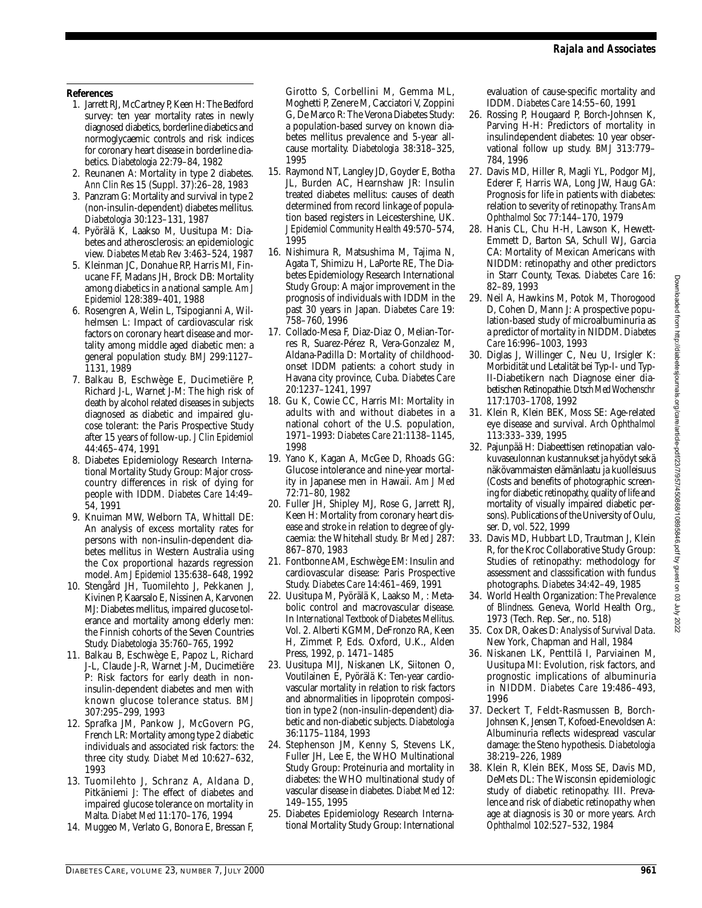**References**

1. Jarrett RJ, McCartney P, Keen H: The Bedford survey: ten year mortality rates in newly diagnosed diabetics, borderline diabetics and normoglycaemic controls and risk indices for coronary heart disease in borderline diabetics. *Diabetologia* 22:79–84, 1982
2. Reunanen A: Mortality in type 2 diabetes. *Ann Clin Res* 15 (Suppl. 37):26–28, 1983
3. Panzram G: Mortality and survival in type 2 (non-insulin-dependent) diabetes mellitus. *Diabetologia* 30:123–131, 1987
4. Pyörälä K, Laakso M, Uusitupa M: Diabetes and atherosclerosis: an epidemiologic view. *Diabetes Metab Rev* 3:463–524, 1987
5. Kleinman JC, Donahue RP, Harris MI, Finucane FF, Madans JH, Brock DB: Mortality among diabetics in a national sample. *Am J Epidemiol* 128:389–401, 1988
6. Rosengren A, Welin L, Tsipogianni A, Wilhelmsen L: Impact of cardiovascular risk factors on coronary heart disease and mortality among middle aged diabetic men: a general population study. *BMJ* 299:1127–1131, 1989
7. Balkau B, Eschwège E, Ducimetiëre P, Richard J-L, Warnet J-M: The high risk of death by alcohol related diseases in subjects diagnosed as diabetic and impaired glucose tolerant: the Paris Prospective Study after 15 years of follow-up. *J Clin Epidemiol* 44:465–474, 1991
8. Diabetes Epidemiology Research International Mortality Study Group: Major cross-country differences in risk of dying for people with IDDM. *Diabetes Care* 14:49–54, 1991
9. Knuiman MW, Welborn TA, Whittall DE: An analysis of excess mortality rates for persons with non-insulin-dependent diabetes mellitus in Western Australia using the Cox proportional hazards regression model. *Am J Epidemiol* 135:638–648, 1992
10. Stengård JH, Tuomilehto J, Pekkanen J, Kivinen P, Kaarsalo E, Nissinen A, Karvonen MJ: Diabetes mellitus, impaired glucose tolerance and mortality among elderly men: the Finnish cohorts of the Seven Countries Study. *Diabetologia* 35:760–765, 1992
11. Balkau B, Eschwège E, Papoz L, Richard J-L, Claude J-R, Warnet J-M, Ducimetiëre P: Risk factors for early death in non-insulin-dependent diabetes and men with known glucose tolerance status. *BMJ* 307:295–299, 1993
12. Sprafka JM, Pankow J, McGovern PG, French LR: Mortality among type 2 diabetic individuals and associated risk factors: the three city study. *Diabet Med* 10:627–632, 1993
13. Tuomilehto J, Schranz A, Aldana D, Pitkäniemi J: The effect of diabetes and impaired glucose tolerance on mortality in Malta. *Diabet Med* 11:170–176, 1994
14. Muggeo M, Verlato G, Bonora E, Bressan F, Girotto S, Corbellini M, Gemma ML, Moghetti P, Zenere M, Cacciatori V, Zoppini G, De Marco R: The Verona Diabetes Study: a population-based survey on known diabetes mellitus prevalence and 5-year all-cause mortality. *Diabetologia* 38:318–325, 1995
15. Raymond NT, Langley JD, Goyder E, Botha JL, Burden AC, Hearnshaw JR: Insulin treated diabetes mellitus: causes of death determined from record linkage of population based registers in Leicestershine, UK. *J Epidemiol Community Health* 49:570–574, 1995
16. Nishimura R, Matsushima M, Tajima N, Agata T, Shimizu H, LaPorte RE, The Diabetes Epidemiology Research International Study Group: A major improvement in the prognosis of individuals with IDDM in the past 30 years in Japan. *Diabetes Care* 19: 758–760, 1996
17. Collado-Mesa F, Diaz-Diaz O, Melian-Torres R, Suarez-Pérez R, Vera-Gonzalez M, Aldana-Padilla D: Mortality of childhood-onset IDDM patients: a cohort study in Havana city province, Cuba. *Diabetes Care* 20:1237–1241, 1997
18. Gu K, Cowie CC, Harris MI: Mortality in adults with and without diabetes in a national cohort of the U.S. population, 1971–1993: *Diabetes Care* 21:1138–1145, 1998
19. Yano K, Kagan A, McGee D, Rhoads GG: Glucose intolerance and nine-year mortality in Japanese men in Hawaii. *Am J Med* 72:71–80, 1982
20. Fuller JH, Shipley MJ, Rose G, Jarrett RJ, Keen H: Mortality from coronary heart disease and stroke in relation to degree of glycaemia: the Whitehall study. *Br Med J* 287: 867–870, 1983
21. Fontbonne AM, Eschwège EM: Insulin and cardiovascular disease: Paris Prospective Study. *Diabetes Care* 14:461–469, 1991
22. Uusitupa M, Pyörälä K, Laakso M, : Metabolic control and macrovascular disease. In *International Textbook of Diabetes Mellitus*. Vol. 2. Alberti KGMM, DeFronzo RA, Keen H, Zimmet P, Eds. Oxford, U.K., Alden Press, 1992, p. 1471–1485
23. Uusitupa MIJ, Niskanen LK, Siitonen O, Voutilainen E, Pyörälä K: Ten-year cardiovascular mortality in relation to risk factors and abnormalities in lipoprotein composition in type 2 (non-insulin-dependent) diabetic and non-diabetic subjects. *Diabetologia* 36:1175–1184, 1993
24. Stephenson JM, Kenny S, Stevens LK, Fuller JH, Lee E, the WHO Multinational Study Group: Proteinuria and mortality in diabetes: the WHO multinational study of vascular disease in diabetes. *Diabet Med* 12: 149–155, 1995
25. Diabetes Epidemiology Research International Mortality Study Group: International evaluation of cause-specific mortality and IDDM. *Diabetes Care* 14:55–60, 1991
26. Rossing P, Hougaard P, Borch-Johnsen K, Parving H-H: Predictors of mortality in insulindependent diabetes: 10 year observational follow up study. *BMJ* 313:779–784, 1996
27. Davis MD, Hiller R, Magli YL, Podgor MJ, Ederer F, Harris WA, Long JW, Haug GA: Prognosis for life in patients with diabetes: relation to severity of retinopathy. *Trans Am Ophthalmol Soc* 77:144–170, 1979
28. Hanis CL, Chu H-H, Lawson K, Hewett-Emmett D, Barton SA, Schull WJ, Garcia CA: Mortality of Mexican Americans with NIDDM: retinopathy and other predictors in Starr County, Texas. *Diabetes Care* 16: 82–89, 1993
29. Neil A, Hawkins M, Potok M, Thorogood D, Cohen D, Mann J: A prospective population-based study of microalbuminuria as a predictor of mortality in NIDDM. *Diabetes Care* 16:996–1003, 1993
30. Diglas J, Willinger C, Neu U, Irsigler K: Morbidität und Letalität bei Typ-I- und Typ-II-Diabetikern nach Diagnose einer diabetischen Retinopathie. *Dtsch Med Wochenschr* 117:1703–1708, 1992
31. Klein R, Klein BEK, Moss SE: Age-related eye disease and survival. *Arch Ophthalmol* 113:333–339, 1995
32. Pajunpää H: Diabeettisen retinopatian valokuvaseulonnan kustannukset ja hyödyt sekä näkövammaisten elämänlaatu ja kuolleisuus (Costs and benefits of photographic screening for diabetic retinopathy, quality of life and mortality of visually impaired diabetic persons). Publications of the University of Oulu, ser. D, vol. 522, 1999
33. Davis MD, Hubbart LD, Trautman J, Klein R, for the Kroc Collaborative Study Group: Studies of retinopathy: methodology for assessment and classsification with fundus photographs. *Diabetes* 34:42–49, 1985
34. World Health Organization: *The Prevalence of Blindness*. Geneva, World Health Org., 1973 (Tech. Rep. Ser., no. 518)
35. Cox DR, Oakes D: *Analysis of Survival Data*. New York, Chapman and Hall, 1984
36. Niskanen LK, Penttilä I, Parviainen M, Uusitupa MI: Evolution, risk factors, and prognostic implications of albuminuria in NIDDM. *Diabetes Care* 19:486–493, 1996
37. Deckert T, Feldt-Rasmussen B, Borch-Johnsen K, Jensen T, Kofoed-Enevoldsen A: Albuminuria reflects widespread vascular damage: the Steno hypothesis. *Diabetologia* 38:219–226, 1989
38. Klein R, Klein BEK, Moss SE, Davis MD, DeMets DL: The Wisconsin epidemiologic study of diabetic retinopathy. III. Prevalence and risk of diabetic retinopathy when age at diagnosis is 30 or more years. *Arch Ophthalmol* 102:527–532, 1984